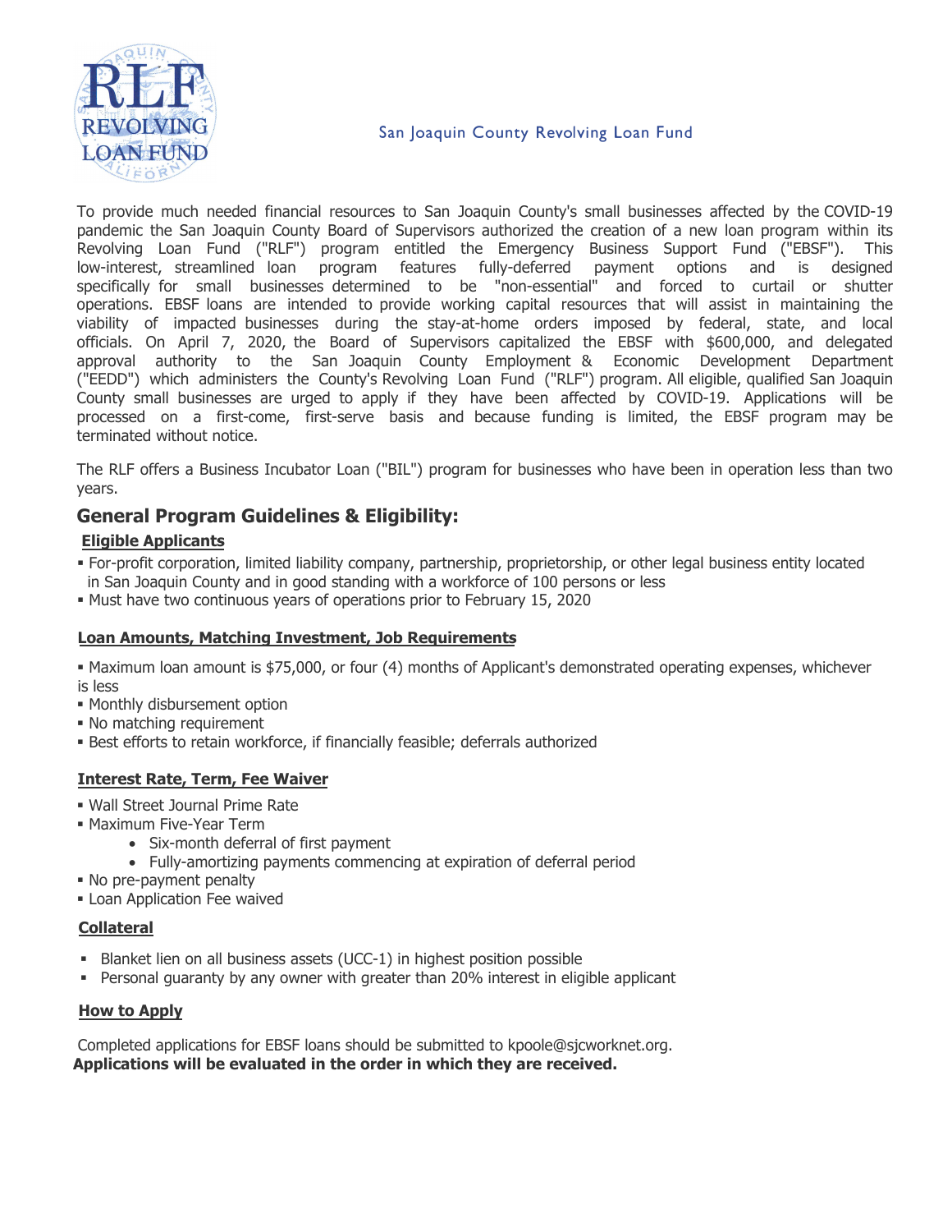San Joaquin County Revolving Loan Fund

To provide much needed financial resources to San Joaquin County's small businesses affected by the COVID-19 pandemic the San Joaquin County Board of Supervisors authorized the creation of a new loan program within its Revolving Loan Fund ("RLF") program entitled the Emergency Business Support Fund ("EBSF"). This low-interest, streamlined loan program features fully-deferred payment options and is designed specifically for small businesses determined to be "non-essential" and forced to curtail or shutter operations. EBSF loans are intended to provide working capital resources that will assist in maintaining the viability of impacted businesses during the stay-at-home orders imposed by federal, state, and local officials. On April 7, 2020, the Board of Supervisors capitalized the EBSF with $600,000, and delegated approval authority to the San Joaquin County Employment & Economic Development Department ("EEDD") which administers the County's Revolving Loan Fund ("RLF") program. All eligible, qualified San Joaquin County small businesses are urged to apply if they have been affected by COVID-19. Applications will be processed on a first-come, first-serve basis and because funding is limited, the EBSF program may be terminated without notice.

The RLF offers a Business Incubator Loan ("BIL") program for businesses who have been in operation less than two years.

## General Program Guidelines & Eligibility:

### Eligible Applicants

- For-profit corporation, limited liability company, partnership, proprietorship, or other legal business entity located in San Joaquin County and in good standing with a workforce of 100 persons or less
- Must have two continuous years of operations prior to February 15, 2020

### Loan Amounts, Matching Investment, Job Requirements

- Maximum loan amount is $75,000, or four (4) months of Applicant's demonstrated operating expenses, whichever is less
- Monthly disbursement option
- No matching requirement
- Best efforts to retain workforce, if financially feasible; deferrals authorized

### Interest Rate, Term, Fee Waiver

- Wall Street Journal Prime Rate
- Maximum Five-Year Term
  - Six-month deferral of first payment
  - Fully-amortizing payments commencing at expiration of deferral period
- No pre-payment penalty
- Loan Application Fee waived

### Collateral

- Blanket lien on all business assets (UCC-1) in highest position possible
- Personal guaranty by any owner with greater than 20% interest in eligible applicant

### How to Apply

Completed applications for EBSF loans should be submitted to kpoole@sjcworknet.org.
**Applications will be evaluated in the order in which they are received.**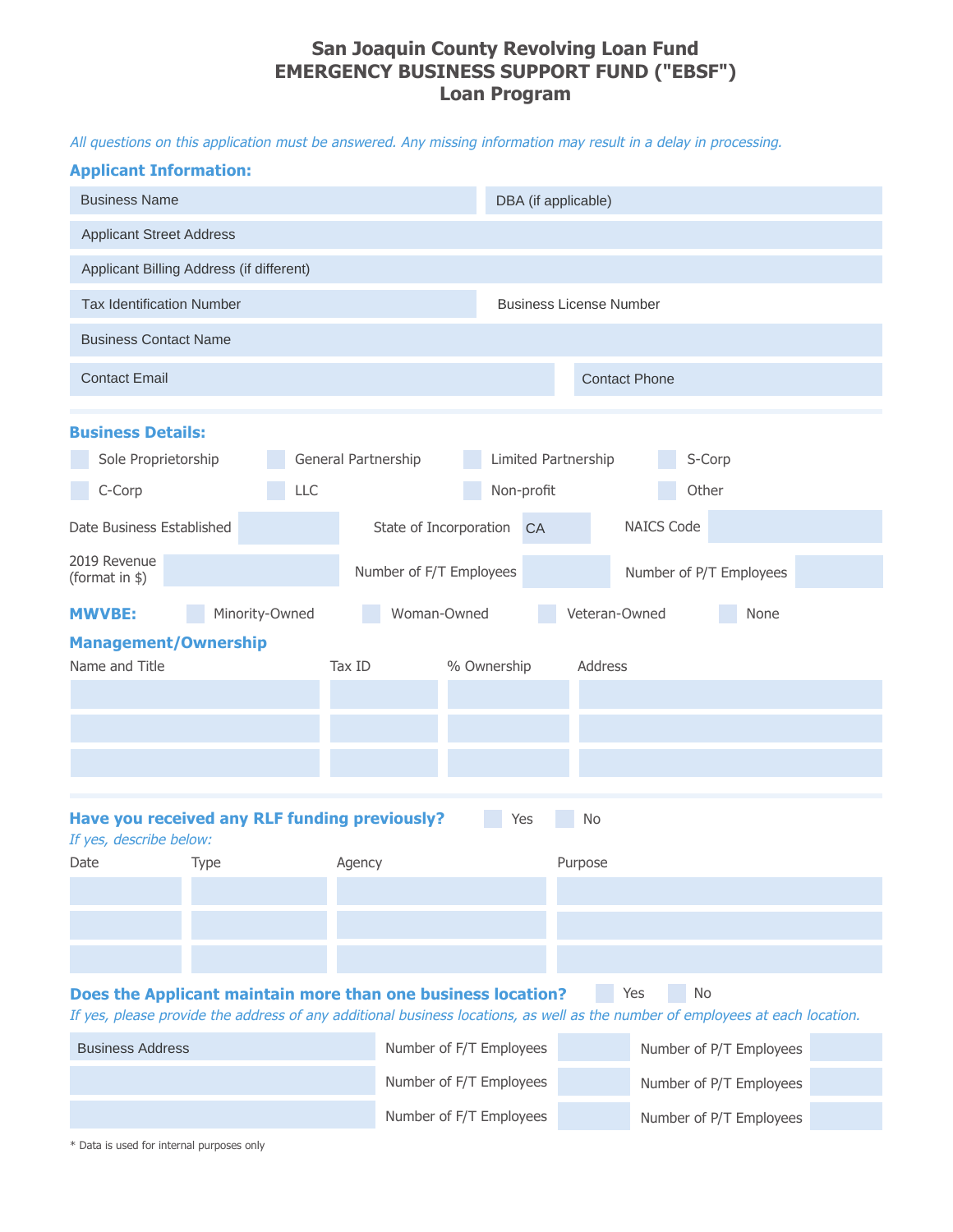# San Joaquin County Revolving Loan Fund
# EMERGENCY BUSINESS SUPPORT FUND ("EBSF")
# Loan Program

*All questions on this application must be answered. Any missing information may result in a delay in processing.*

## Applicant Information:

| Business Name | DBA (if applicable) |
|---|---|
| Applicant Street Address | |
| Applicant Billing Address (if different) | |
| Tax Identification Number | Business License Number |
| Business Contact Name | |
| Contact Email | Contact Phone |

## Business Details:

☐ Sole Proprietorship ☐ General Partnership ☐ Limited Partnership ☐ S-Corp

☐ C-Corp ☐ LLC ☐ Non-profit ☐ Other

Date Business Established ______ State of Incorporation CA NAICS Code ______

2019 Revenue (format in $) ______ Number of F/T Employees ______ Number of P/T Employees ______

**MWVBE:** ☐ Minority-Owned ☐ Woman-Owned ☐ Veteran-Owned ☐ None

## Management/Ownership

| Name and Title | Tax ID | % Ownership | Address |
|---|---|---|---|
| | | | |
| | | | |
| | | | |

## Have you received any RLF funding previously?

☐ Yes ☐ No

*If yes, describe below:*

| Date | Type | Agency | Purpose |
|---|---|---|---|
| | | | |
| | | | |
| | | | |

## Does the Applicant maintain more than one business location?

☐ Yes ☐ No

*If yes, please provide the address of any additional business locations, as well as the number of employees at each location.*

| Business Address | Number of F/T Employees | | Number of P/T Employees | |
|---|---|---|---|---|
| | Number of F/T Employees | | Number of P/T Employees | |
| | Number of F/T Employees | | Number of P/T Employees | |

* Data is used for internal purposes only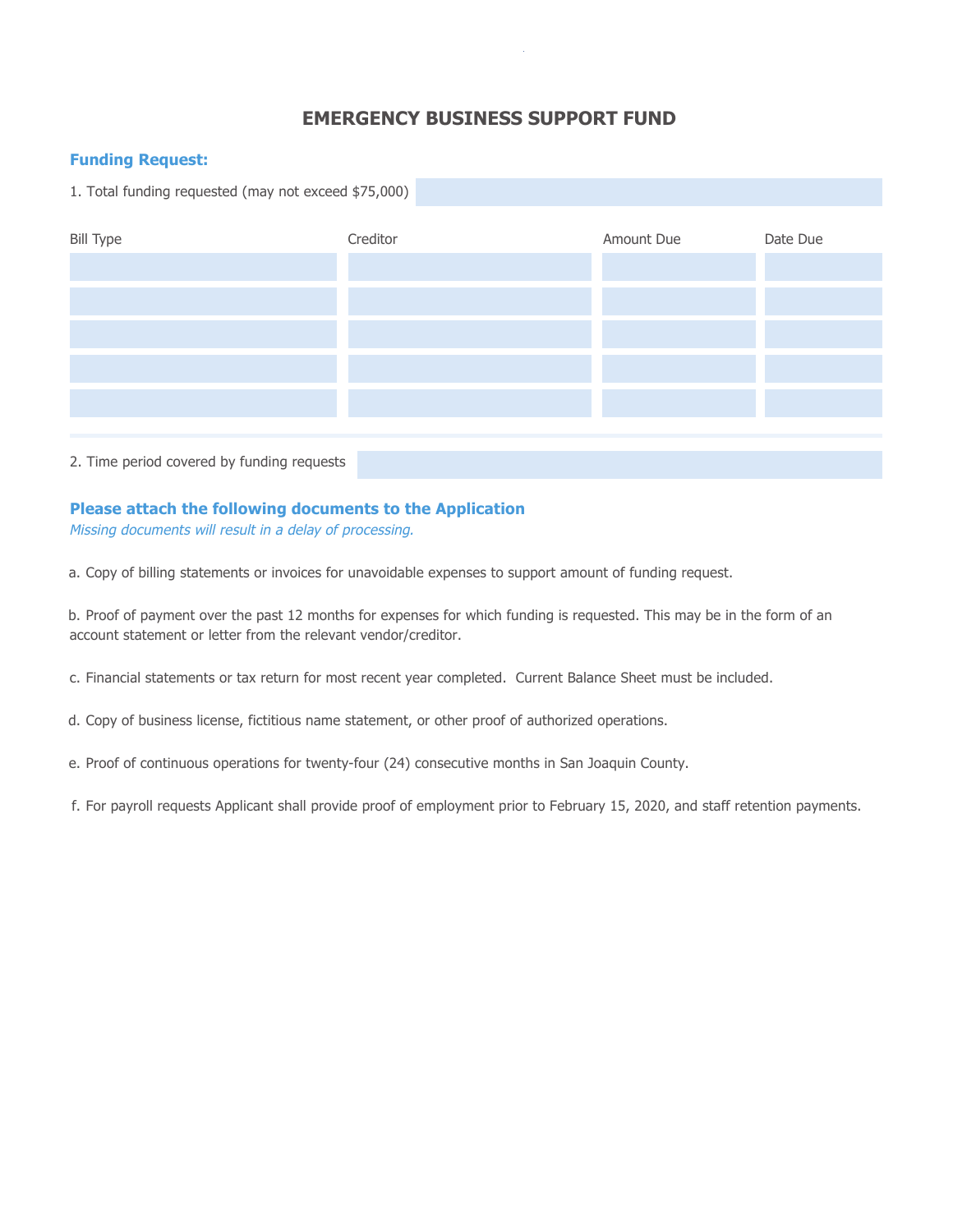# EMERGENCY BUSINESS SUPPORT FUND

## Funding Request:

1. Total funding requested (may not exceed $75,000)

| Bill Type | Creditor | Amount Due | Date Due |
|---|---|---|---|
| | | | |
| | | | |
| | | | |
| | | | |
| | | | |

2. Time period covered by funding requests

## Please attach the following documents to the Application

*Missing documents will result in a delay of processing.*

a. Copy of billing statements or invoices for unavoidable expenses to support amount of funding request.

b. Proof of payment over the past 12 months for expenses for which funding is requested. This may be in the form of an account statement or letter from the relevant vendor/creditor.

c. Financial statements or tax return for most recent year completed. Current Balance Sheet must be included.

d. Copy of business license, fictitious name statement, or other proof of authorized operations.

e. Proof of continuous operations for twenty-four (24) consecutive months in San Joaquin County.

f. For payroll requests Applicant shall provide proof of employment prior to February 15, 2020, and staff retention payments.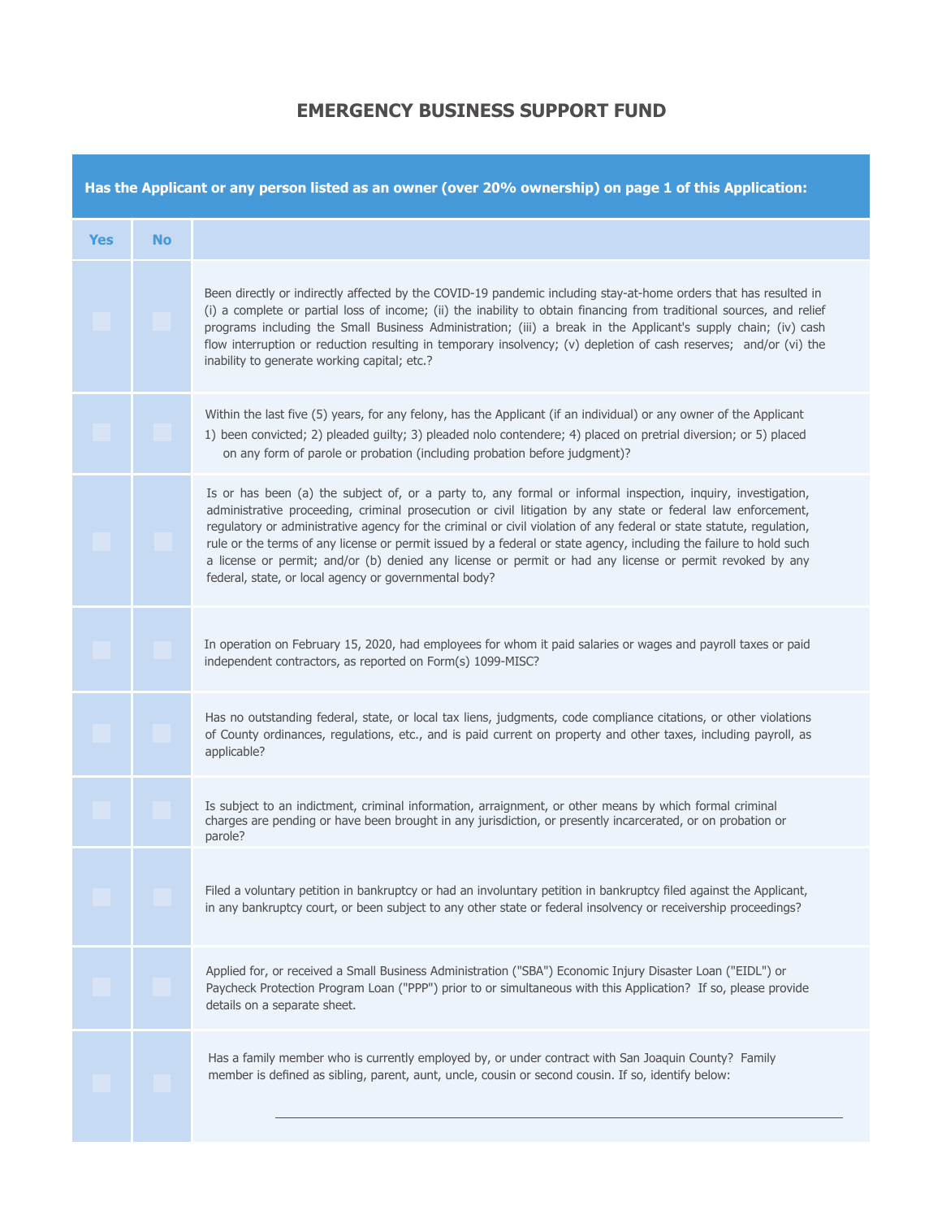# EMERGENCY BUSINESS SUPPORT FUND

| Has the Applicant or any person listed as an owner (over 20% ownership) on page 1 of this Application: | | |
|---|---|---|
| **Yes** | **No** | |
| ☐ | ☐ | Been directly or indirectly affected by the COVID-19 pandemic including stay-at-home orders that has resulted in (i) a complete or partial loss of income; (ii) the inability to obtain financing from traditional sources, and relief programs including the Small Business Administration; (iii) a break in the Applicant's supply chain; (iv) cash flow interruption or reduction resulting in temporary insolvency; (v) depletion of cash reserves; and/or (vi) the inability to generate working capital; etc.? |
| ☐ | ☐ | Within the last five (5) years, for any felony, has the Applicant (if an individual) or any owner of the Applicant 1) been convicted; 2) pleaded guilty; 3) pleaded nolo contendere; 4) placed on pretrial diversion; or 5) placed on any form of parole or probation (including probation before judgment)? |
| ☐ | ☐ | Is or has been (a) the subject of, or a party to, any formal or informal inspection, inquiry, investigation, administrative proceeding, criminal prosecution or civil litigation by any state or federal law enforcement, regulatory or administrative agency for the criminal or civil violation of any federal or state statute, regulation, rule or the terms of any license or permit issued by a federal or state agency, including the failure to hold such a license or permit; and/or (b) denied any license or permit or had any license or permit revoked by any federal, state, or local agency or governmental body? |
| ☐ | ☐ | In operation on February 15, 2020, had employees for whom it paid salaries or wages and payroll taxes or paid independent contractors, as reported on Form(s) 1099-MISC? |
| ☐ | ☐ | Has no outstanding federal, state, or local tax liens, judgments, code compliance citations, or other violations of County ordinances, regulations, etc., and is paid current on property and other taxes, including payroll, as applicable? |
| ☐ | ☐ | Is subject to an indictment, criminal information, arraignment, or other means by which formal criminal charges are pending or have been brought in any jurisdiction, or presently incarcerated, or on probation or parole? |
| ☐ | ☐ | Filed a voluntary petition in bankruptcy or had an involuntary petition in bankruptcy filed against the Applicant, in any bankruptcy court, or been subject to any other state or federal insolvency or receivership proceedings? |
| ☐ | ☐ | Applied for, or received a Small Business Administration ("SBA") Economic Injury Disaster Loan ("EIDL") or Paycheck Protection Program Loan ("PPP") prior to or simultaneous with this Application? If so, please provide details on a separate sheet. |
| ☐ | ☐ | Has a family member who is currently employed by, or under contract with San Joaquin County? Family member is defined as sibling, parent, aunt, uncle, cousin or second cousin. If so, identify below: ______________________________ |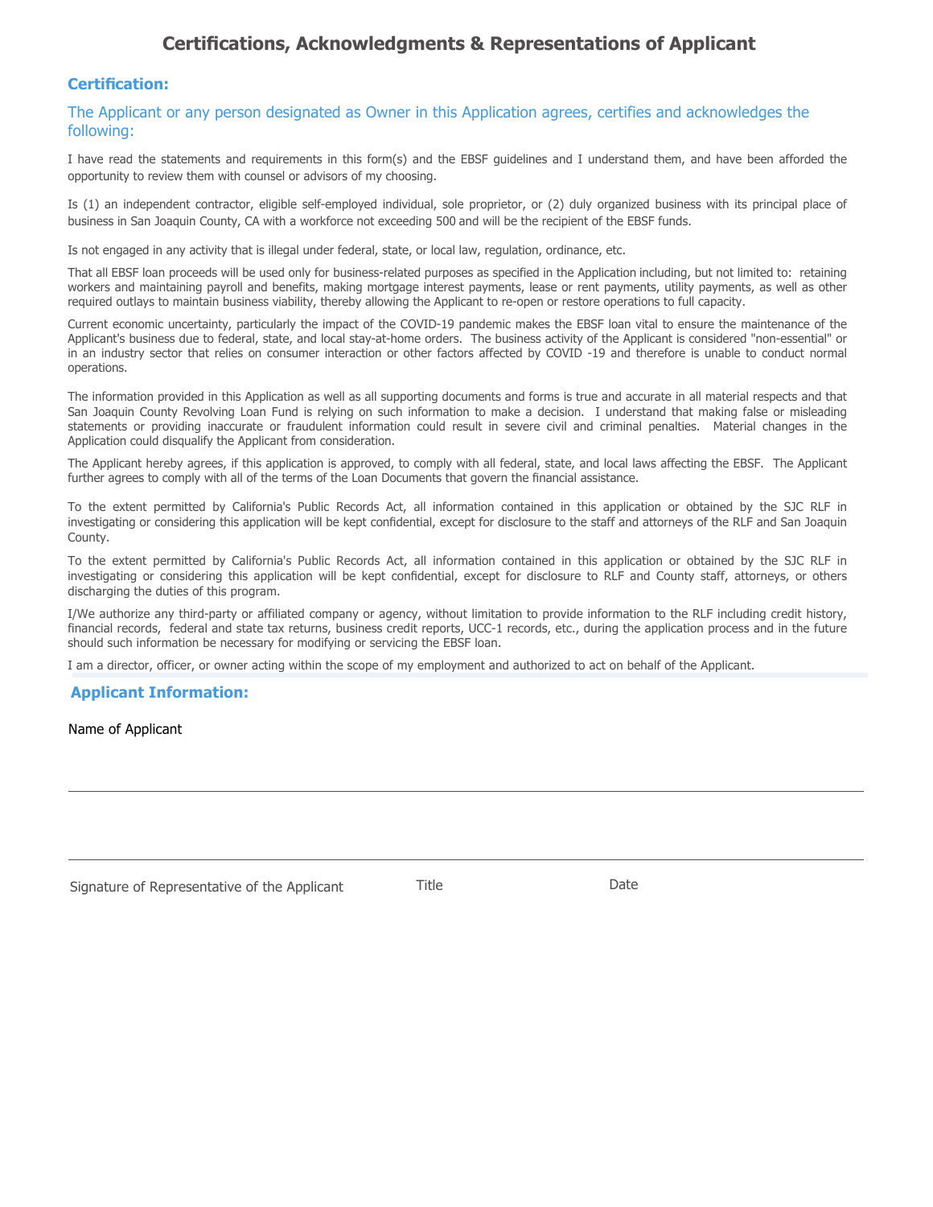# Certifications, Acknowledgments & Representations of Applicant

## Certification:

### The Applicant or any person designated as Owner in this Application agrees, certifies and acknowledges the following:

I have read the statements and requirements in this form(s) and the EBSF guidelines and I understand them, and have been afforded the opportunity to review them with counsel or advisors of my choosing.

Is (1) an independent contractor, eligible self-employed individual, sole proprietor, or (2) duly organized business with its principal place of business in San Joaquin County, CA with a workforce not exceeding 500 and will be the recipient of the EBSF funds.

Is not engaged in any activity that is illegal under federal, state, or local law, regulation, ordinance, etc.

That all EBSF loan proceeds will be used only for business-related purposes as specified in the Application including, but not limited to: retaining workers and maintaining payroll and benefits, making mortgage interest payments, lease or rent payments, utility payments, as well as other required outlays to maintain business viability, thereby allowing the Applicant to re-open or restore operations to full capacity.

Current economic uncertainty, particularly the impact of the COVID-19 pandemic makes the EBSF loan vital to ensure the maintenance of the Applicant's business due to federal, state, and local stay-at-home orders. The business activity of the Applicant is considered "non-essential" or in an industry sector that relies on consumer interaction or other factors affected by COVID -19 and therefore is unable to conduct normal operations.

The information provided in this Application as well as all supporting documents and forms is true and accurate in all material respects and that San Joaquin County Revolving Loan Fund is relying on such information to make a decision. I understand that making false or misleading statements or providing inaccurate or fraudulent information could result in severe civil and criminal penalties. Material changes in the Application could disqualify the Applicant from consideration.

The Applicant hereby agrees, if this application is approved, to comply with all federal, state, and local laws affecting the EBSF. The Applicant further agrees to comply with all of the terms of the Loan Documents that govern the financial assistance.

To the extent permitted by California's Public Records Act, all information contained in this application or obtained by the SJC RLF in investigating or considering this application will be kept confidential, except for disclosure to the staff and attorneys of the RLF and San Joaquin County.

To the extent permitted by California's Public Records Act, all information contained in this application or obtained by the SJC RLF in investigating or considering this application will be kept confidential, except for disclosure to RLF and County staff, attorneys, or others discharging the duties of this program.

I/We authorize any third-party or affiliated company or agency, without limitation to provide information to the RLF including credit history, financial records, federal and state tax returns, business credit reports, UCC-1 records, etc., during the application process and in the future should such information be necessary for modifying or servicing the EBSF loan.

I am a director, officer, or owner acting within the scope of my employment and authorized to act on behalf of the Applicant.

## Applicant Information:

Name of Applicant

_______________________________________________

_______________________________________________

Signature of Representative of the Applicant &nbsp;&nbsp;&nbsp; Title &nbsp;&nbsp;&nbsp; Date